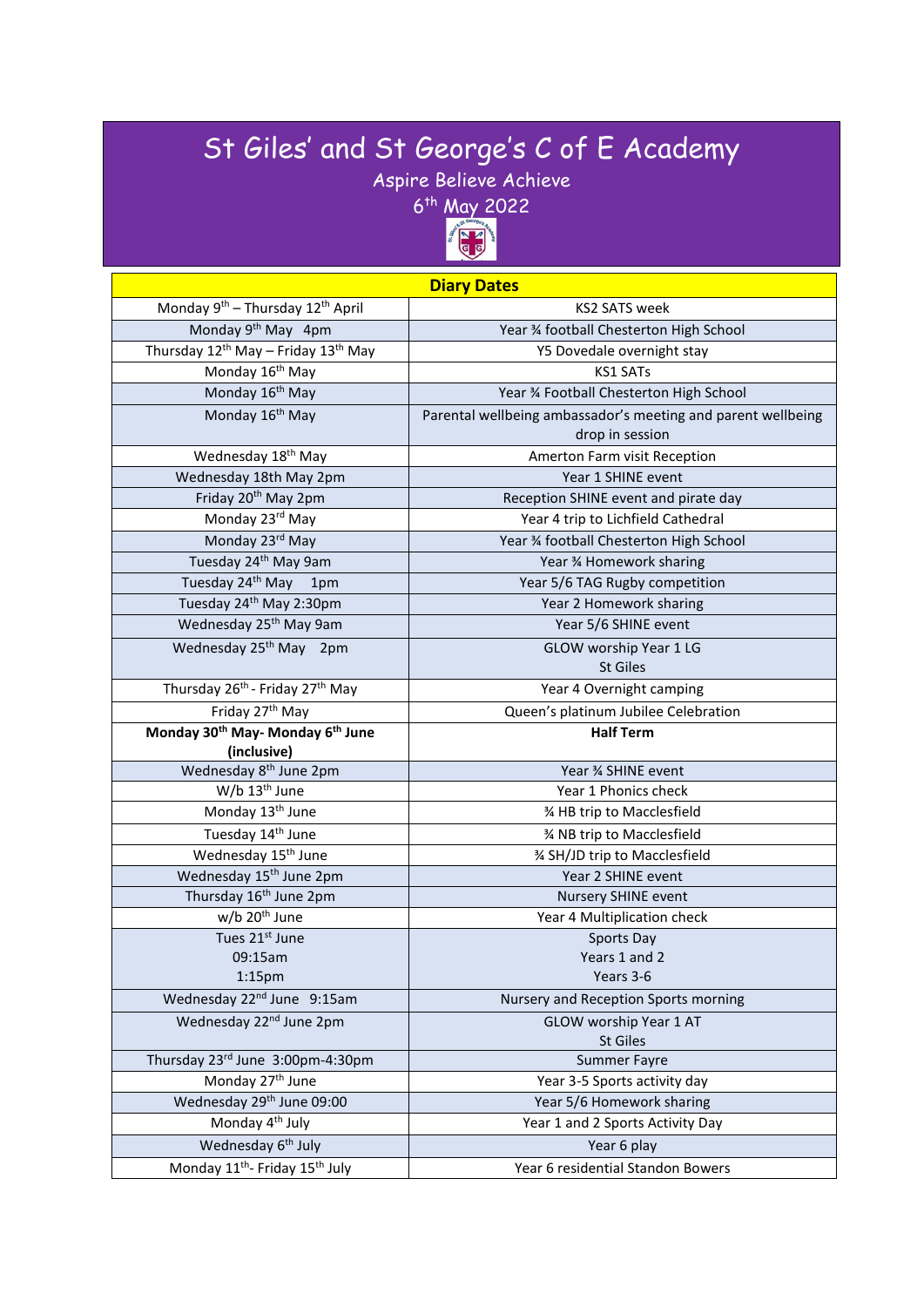# St Giles' and St George's C of E Academy

Aspire Believe Achieve

6th May 2022

| Diary Dates | |
|---|---|
| Monday 9th – Thursday 12th April | KS2 SATS week |
| Monday 9th May 4pm | Year ¾ football Chesterton High School |
| Thursday 12th May – Friday 13th May | Y5 Dovedale overnight stay |
| Monday 16th May | KS1 SATs |
| Monday 16th May | Year ¾ Football Chesterton High School |
| Monday 16th May | Parental wellbeing ambassador's meeting and parent wellbeing drop in session |
| Wednesday 18th May | Amerton Farm visit Reception |
| Wednesday 18th May 2pm | Year 1 SHINE event |
| Friday 20th May 2pm | Reception SHINE event and pirate day |
| Monday 23rd May | Year 4 trip to Lichfield Cathedral |
| Monday 23rd May | Year ¾ football Chesterton High School |
| Tuesday 24th May 9am | Year ¾ Homework sharing |
| Tuesday 24th May 1pm | Year 5/6 TAG Rugby competition |
| Tuesday 24th May 2:30pm | Year 2 Homework sharing |
| Wednesday 25th May 9am | Year 5/6 SHINE event |
| Wednesday 25th May 2pm | GLOW worship Year 1 LG<br>St Giles |
| Thursday 26th - Friday 27th May | Year 4 Overnight camping |
| Friday 27th May | Queen's platinum Jubilee Celebration |
| **Monday 30th May- Monday 6th June (inclusive)** | **Half Term** |
| Wednesday 8th June 2pm | Year ¾ SHINE event |
| W/b 13th June | Year 1 Phonics check |
| Monday 13th June | ¾ HB trip to Macclesfield |
| Tuesday 14th June | ¾ NB trip to Macclesfield |
| Wednesday 15th June | ¾ SH/JD trip to Macclesfield |
| Wednesday 15th June 2pm | Year 2 SHINE event |
| Thursday 16th June 2pm | Nursery SHINE event |
| w/b 20th June | Year 4 Multiplication check |
| Tues 21st June<br>09:15am<br>1:15pm | Sports Day<br>Years 1 and 2<br>Years 3-6 |
| Wednesday 22nd June 9:15am | Nursery and Reception Sports morning |
| Wednesday 22nd June 2pm | GLOW worship Year 1 AT<br>St Giles |
| Thursday 23rd June 3:00pm-4:30pm | Summer Fayre |
| Monday 27th June | Year 3-5 Sports activity day |
| Wednesday 29th June 09:00 | Year 5/6 Homework sharing |
| Monday 4th July | Year 1 and 2 Sports Activity Day |
| Wednesday 6th July | Year 6 play |
| Monday 11th- Friday 15th July | Year 6 residential Standon Bowers |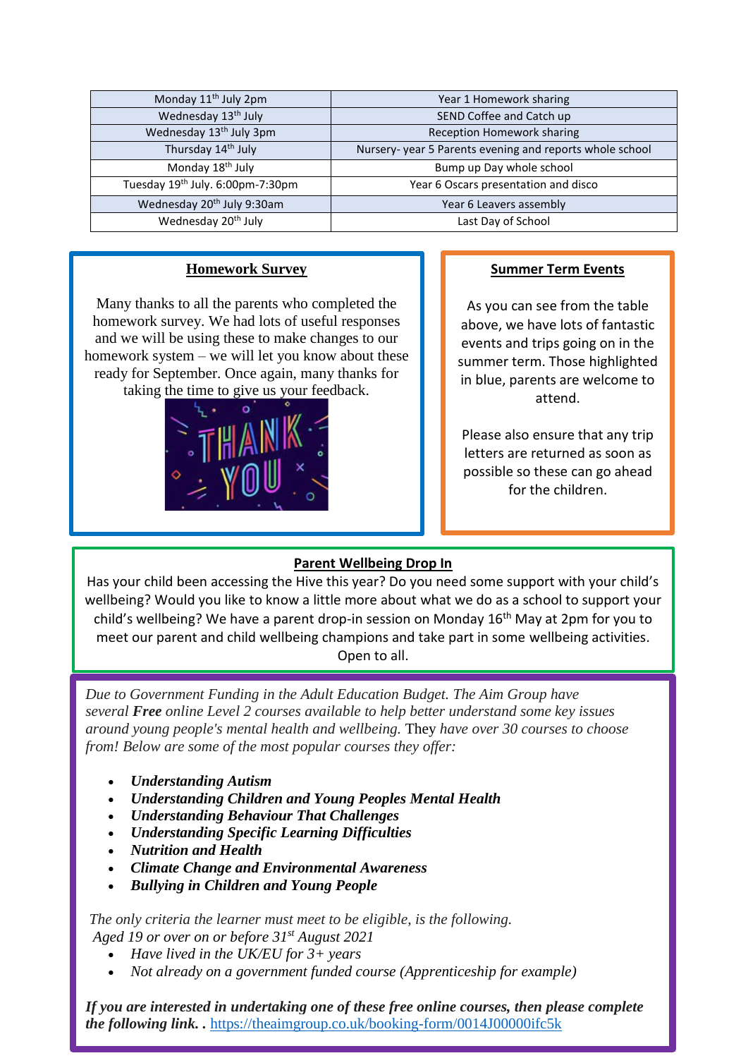| | |
|---|---|
| Monday 11th July 2pm | Year 1 Homework sharing |
| Wednesday 13th July | SEND Coffee and Catch up |
| Wednesday 13th July 3pm | Reception Homework sharing |
| Thursday 14th July | Nursery- year 5 Parents evening and reports whole school |
| Monday 18th July | Bump up Day whole school |
| Tuesday 19th July. 6:00pm-7:30pm | Year 6 Oscars presentation and disco |
| Wednesday 20th July 9:30am | Year 6 Leavers assembly |
| Wednesday 20th July | Last Day of School |

## Homework Survey

Many thanks to all the parents who completed the homework survey. We had lots of useful responses and we will be using these to make changes to our homework system – we will let you know about these ready for September. Once again, many thanks for taking the time to give us your feedback.

## Summer Term Events

As you can see from the table above, we have lots of fantastic events and trips going on in the summer term. Those highlighted in blue, parents are welcome to attend.

Please also ensure that any trip letters are returned as soon as possible so these can go ahead for the children.

## Parent Wellbeing Drop In

Has your child been accessing the Hive this year? Do you need some support with your child's wellbeing? Would you like to know a little more about what we do as a school to support your child's wellbeing? We have a parent drop-in session on Monday 16th May at 2pm for you to meet our parent and child wellbeing champions and take part in some wellbeing activities. Open to all.

*Due to Government Funding in the Adult Education Budget. The Aim Group have several* ***Free*** *online Level 2 courses available to help better understand some key issues around young people's mental health and wellbeing.* They *have over 30 courses to choose from! Below are some of the most popular courses they offer:*

- ***Understanding Autism***
- ***Understanding Children and Young Peoples Mental Health***
- ***Understanding Behaviour That Challenges***
- ***Understanding Specific Learning Difficulties***
- ***Nutrition and Health***
- ***Climate Change and Environmental Awareness***
- ***Bullying in Children and Young People***

*The only criteria the learner must meet to be eligible, is the following.*
*Aged 19 or over on or before 31st August 2021*

- *Have lived in the UK/EU for 3+ years*
- *Not already on a government funded course (Apprenticeship for example)*

***If you are interested in undertaking one of these free online courses, then please complete the following link. .*** https://theaimgroup.co.uk/booking-form/0014J00000ifc5k